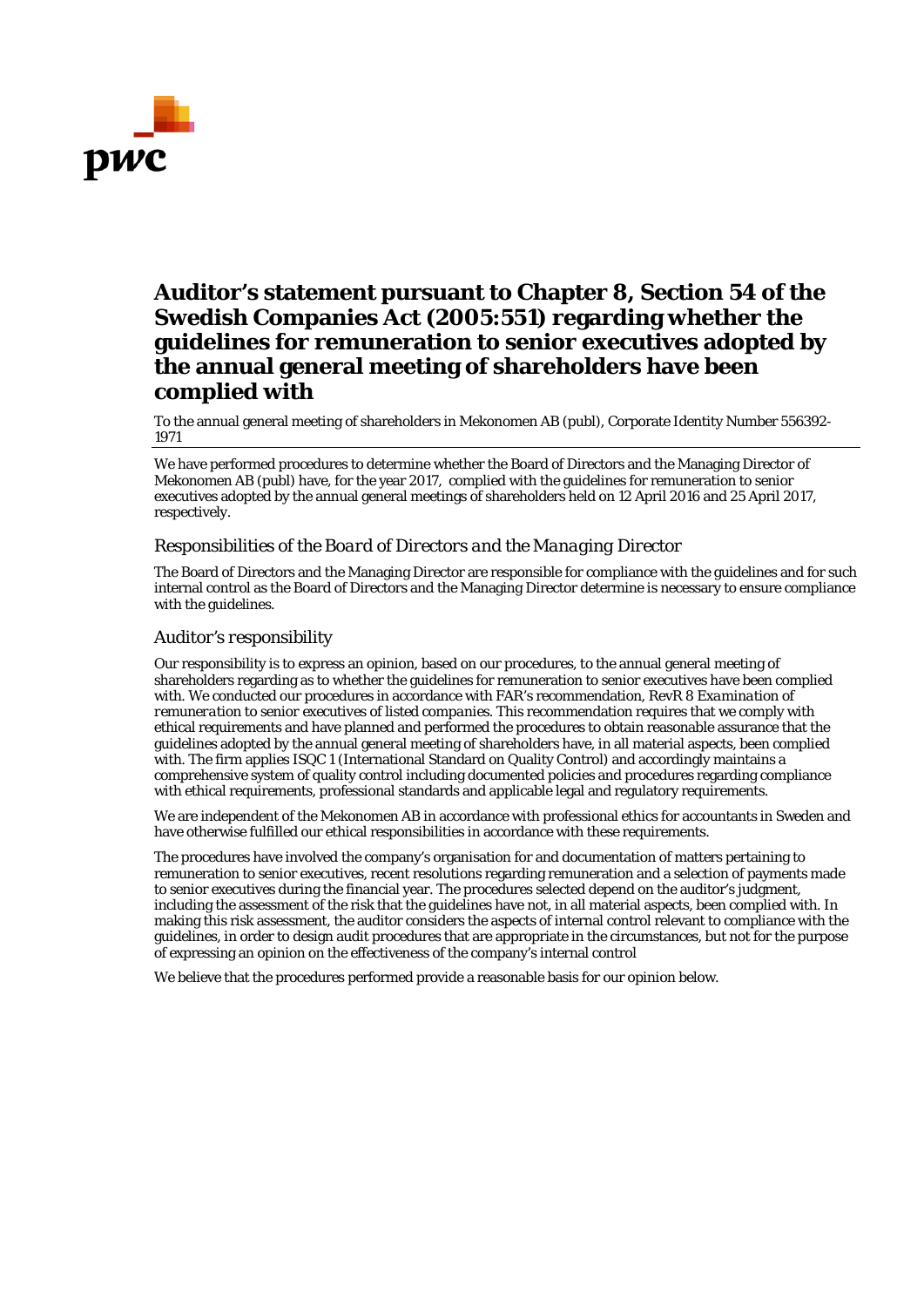# Auditor's statement pursuant to Chapter 8, Section 54 of the Swedish Companies Act (2005:551) regarding whether the guidelines for remuneration to senior executives adopted by the annual general meeting of shareholders have been complied with

To the annual general meeting of shareholders in Mekonomen AB (publ), Corporate Identity Number 556392-1971

We have performed procedures to determine whether the Board of Directors and the Managing Director of Mekonomen AB (publ) have, for the year 2017, complied with the guidelines for remuneration to senior executives adopted by the annual general meetings of shareholders held on 12 April 2016 and 25 April 2017, respectively.

## *Responsibilities of the Board of Directors and the Managing Director*

The Board of Directors and the Managing Director are responsible for compliance with the guidelines and for such internal control as the Board of Directors and the Managing Director determine is necessary to ensure compliance with the guidelines.

## *Auditor's responsibility*

Our responsibility is to express an opinion, based on our procedures, to the annual general meeting of shareholders regarding as to whether the guidelines for remuneration to senior executives have been complied with. We conducted our procedures in accordance with FAR's recommendation, RevR 8 *Examination of remuneration* to senior executives of listed companies. This recommendation requires that we comply with ethical requirements and have planned and performed the procedures to obtain reasonable assurance that the guidelines adopted by the annual general meeting of shareholders have, in all material aspects, been complied with. The firm applies ISQC 1 (International Standard on Quality Control) and accordingly maintains a comprehensive system of quality control including documented policies and procedures regarding compliance with ethical requirements, professional standards and applicable legal and regulatory requirements.

We are independent of the Mekonomen AB in accordance with professional ethics for accountants in Sweden and have otherwise fulfilled our ethical responsibilities in accordance with these requirements.

The procedures have involved the company's organisation for and documentation of matters pertaining to remuneration to senior executives, recent resolutions regarding remuneration and a selection of payments made to senior executives during the financial year. The procedures selected depend on the auditor's judgment, including the assessment of the risk that the guidelines have not, in all material aspects, been complied with. In making this risk assessment, the auditor considers the aspects of internal control relevant to compliance with the guidelines, in order to design audit procedures that are appropriate in the circumstances, but not for the purpose of expressing an opinion on the effectiveness of the company's internal control

We believe that the procedures performed provide a reasonable basis for our opinion below.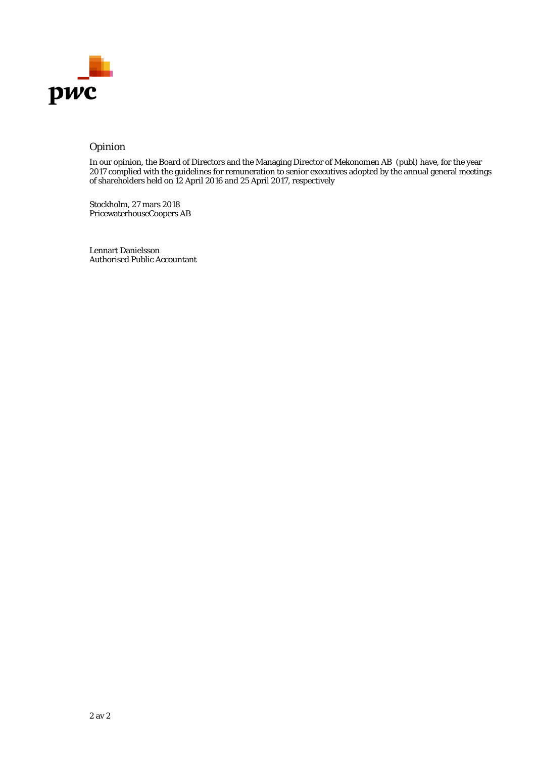## Opinion

In our opinion, the Board of Directors and the Managing Director of Mekonomen AB (publ) have, for the year 2017 complied with the guidelines for remuneration to senior executives adopted by the annual general meetings of shareholders held on 12 April 2016 and 25 April 2017, respectively

Stockholm, 27 mars 2018
PricewaterhouseCoopers AB

Lennart Danielsson
Authorised Public Accountant